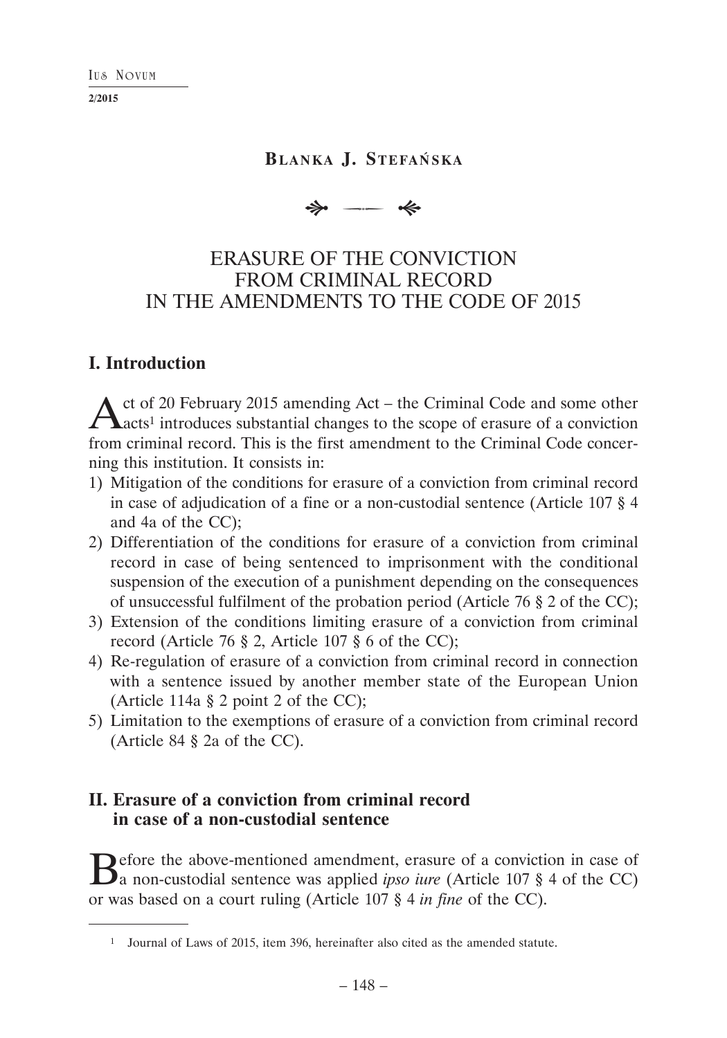**Blanka J. Stefańska**

# ERASURE OF THE CONVICTION FROM CRIMINAL RECORD IN THE AMENDMENTS TO THE CODE OF 2015

## I. Introduction

Act of 20 February 2015 amending Act – the Criminal Code and some other acts[1] introduces substantial changes to the scope of erasure of a conviction from criminal record. This is the first amendment to the Criminal Code concerning this institution. It consists in:

1) Mitigation of the conditions for erasure of a conviction from criminal record in case of adjudication of a fine or a non-custodial sentence (Article 107 § 4 and 4a of the CC);
2) Differentiation of the conditions for erasure of a conviction from criminal record in case of being sentenced to imprisonment with the conditional suspension of the execution of a punishment depending on the consequences of unsuccessful fulfilment of the probation period (Article 76 § 2 of the CC);
3) Extension of the conditions limiting erasure of a conviction from criminal record (Article 76 § 2, Article 107 § 6 of the CC);
4) Re-regulation of erasure of a conviction from criminal record in connection with a sentence issued by another member state of the European Union (Article 114a § 2 point 2 of the CC);
5) Limitation to the exemptions of erasure of a conviction from criminal record (Article 84 § 2a of the CC).

## II. Erasure of a conviction from criminal record in case of a non-custodial sentence

Before the above-mentioned amendment, erasure of a conviction in case of a non-custodial sentence was applied *ipso iure* (Article 107 § 4 of the CC) or was based on a court ruling (Article 107 § 4 *in fine* of the CC).

---

[1] Journal of Laws of 2015, item 396, hereinafter also cited as the amended statute.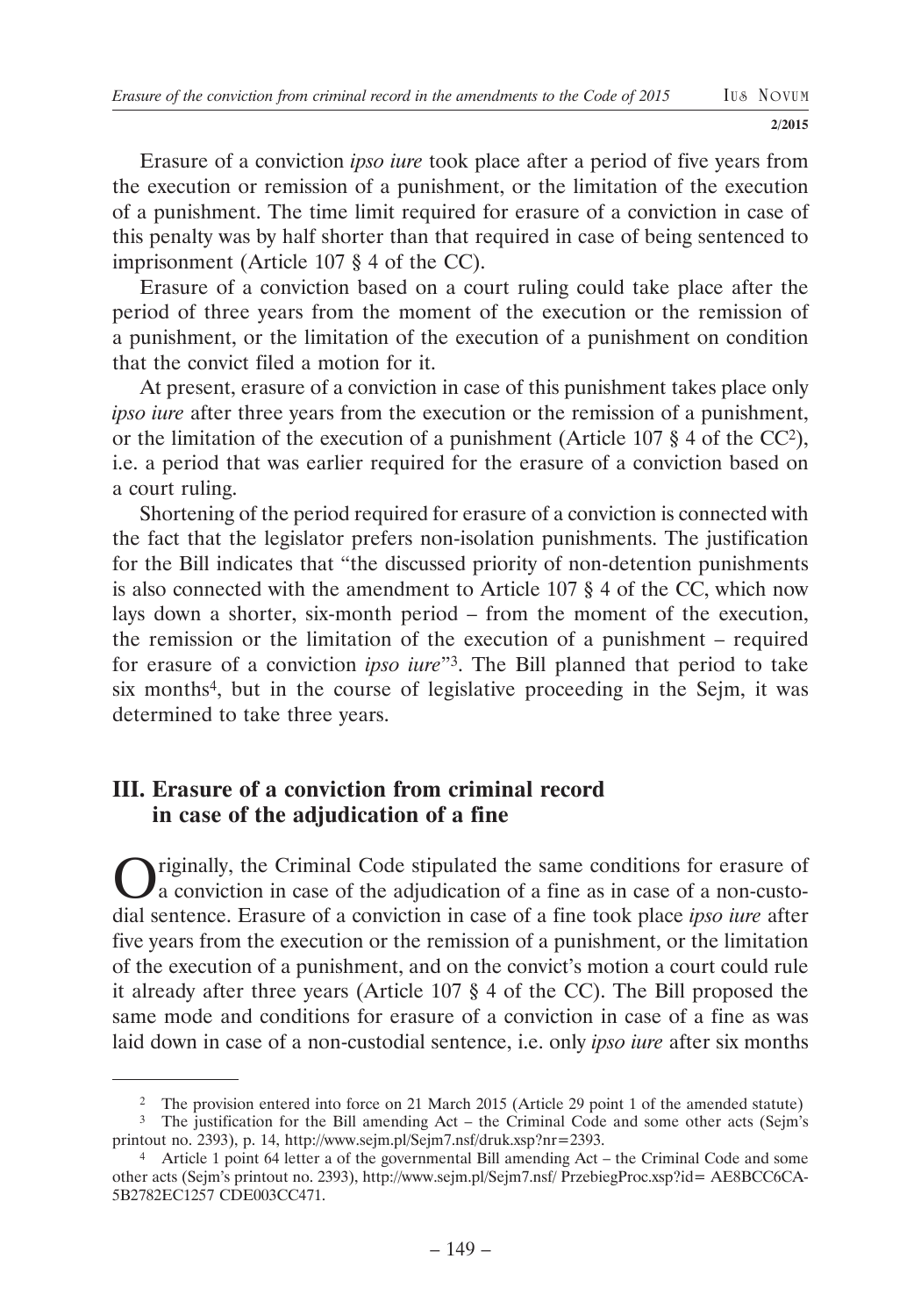Erasure of a conviction *ipso iure* took place after a period of five years from the execution or remission of a punishment, or the limitation of the execution of a punishment. The time limit required for erasure of a conviction in case of this penalty was by half shorter than that required in case of being sentenced to imprisonment (Article 107 § 4 of the CC).

Erasure of a conviction based on a court ruling could take place after the period of three years from the moment of the execution or the remission of a punishment, or the limitation of the execution of a punishment on condition that the convict filed a motion for it.

At present, erasure of a conviction in case of this punishment takes place only *ipso iure* after three years from the execution or the remission of a punishment, or the limitation of the execution of a punishment (Article 107 § 4 of the CC[2]), i.e. a period that was earlier required for the erasure of a conviction based on a court ruling.

Shortening of the period required for erasure of a conviction is connected with the fact that the legislator prefers non-isolation punishments. The justification for the Bill indicates that "the discussed priority of non-detention punishments is also connected with the amendment to Article 107 § 4 of the CC, which now lays down a shorter, six-month period – from the moment of the execution, the remission or the limitation of the execution of a punishment – required for erasure of a conviction *ipso iure*"[3]. The Bill planned that period to take six months[4], but in the course of legislative proceeding in the Sejm, it was determined to take three years.

## III. Erasure of a conviction from criminal record in case of the adjudication of a fine

Originally, the Criminal Code stipulated the same conditions for erasure of a conviction in case of the adjudication of a fine as in case of a non-custodial sentence. Erasure of a conviction in case of a fine took place *ipso iure* after five years from the execution or the remission of a punishment, or the limitation of the execution of a punishment, and on the convict's motion a court could rule it already after three years (Article 107 § 4 of the CC). The Bill proposed the same mode and conditions for erasure of a conviction in case of a fine as was laid down in case of a non-custodial sentence, i.e. only *ipso iure* after six months

---

[2] The provision entered into force on 21 March 2015 (Article 29 point 1 of the amended statute)

[3] The justification for the Bill amending Act – the Criminal Code and some other acts (Sejm's printout no. 2393), p. 14, http://www.sejm.pl/Sejm7.nsf/druk.xsp?nr=2393.

[4] Article 1 point 64 letter a of the governmental Bill amending Act – the Criminal Code and some other acts (Sejm's printout no. 2393), http://www.sejm.pl/Sejm7.nsf/ PrzebiegProc.xsp?id= AE8BCC6CA-5B2782EC1257 CDE003CC471.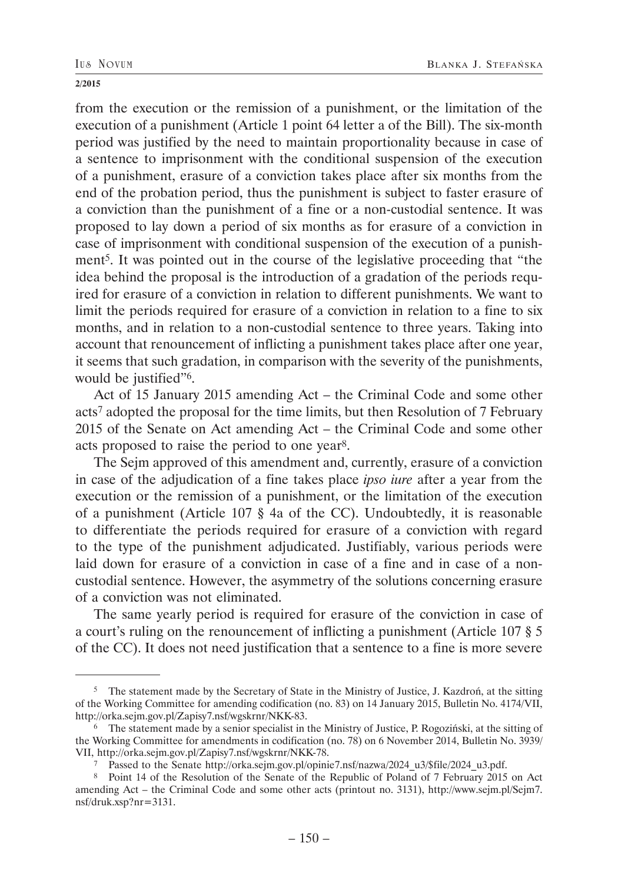from the execution or the remission of a punishment, or the limitation of the execution of a punishment (Article 1 point 64 letter a of the Bill). The six-month period was justified by the need to maintain proportionality because in case of a sentence to imprisonment with the conditional suspension of the execution of a punishment, erasure of a conviction takes place after six months from the end of the probation period, thus the punishment is subject to faster erasure of a conviction than the punishment of a fine or a non-custodial sentence. It was proposed to lay down a period of six months as for erasure of a conviction in case of imprisonment with conditional suspension of the execution of a punishment[5]. It was pointed out in the course of the legislative proceeding that "the idea behind the proposal is the introduction of a gradation of the periods required for erasure of a conviction in relation to different punishments. We want to limit the periods required for erasure of a conviction in relation to a fine to six months, and in relation to a non-custodial sentence to three years. Taking into account that renouncement of inflicting a punishment takes place after one year, it seems that such gradation, in comparison with the severity of the punishments, would be justified"[6].

Act of 15 January 2015 amending Act – the Criminal Code and some other acts[7] adopted the proposal for the time limits, but then Resolution of 7 February 2015 of the Senate on Act amending Act – the Criminal Code and some other acts proposed to raise the period to one year[8].

The Sejm approved of this amendment and, currently, erasure of a conviction in case of the adjudication of a fine takes place *ipso iure* after a year from the execution or the remission of a punishment, or the limitation of the execution of a punishment (Article 107 § 4a of the CC). Undoubtedly, it is reasonable to differentiate the periods required for erasure of a conviction with regard to the type of the punishment adjudicated. Justifiably, various periods were laid down for erasure of a conviction in case of a fine and in case of a non-custodial sentence. However, the asymmetry of the solutions concerning erasure of a conviction was not eliminated.

The same yearly period is required for erasure of the conviction in case of a court's ruling on the renouncement of inflicting a punishment (Article 107 § 5 of the CC). It does not need justification that a sentence to a fine is more severe

---

[5] The statement made by the Secretary of State in the Ministry of Justice, J. Kazdroń, at the sitting of the Working Committee for amending codification (no. 83) on 14 January 2015, Bulletin No. 4174/VII, http://orka.sejm.gov.pl/Zapisy7.nsf/wgskrnr/NKK-83.

[6] The statement made by a senior specialist in the Ministry of Justice, P. Rogoziński, at the sitting of the Working Committee for amendments in codification (no. 78) on 6 November 2014, Bulletin No. 3939/VII, http://orka.sejm.gov.pl/Zapisy7.nsf/wgskrnr/NKK-78.

[7] Passed to the Senate http://orka.sejm.gov.pl/opinie7.nsf/nazwa/2024_u3/$file/2024_u3.pdf.

[8] Point 14 of the Resolution of the Senate of the Republic of Poland of 7 February 2015 on Act amending Act – the Criminal Code and some other acts (printout no. 3131), http://www.sejm.pl/Sejm7.nsf/druk.xsp?nr=3131.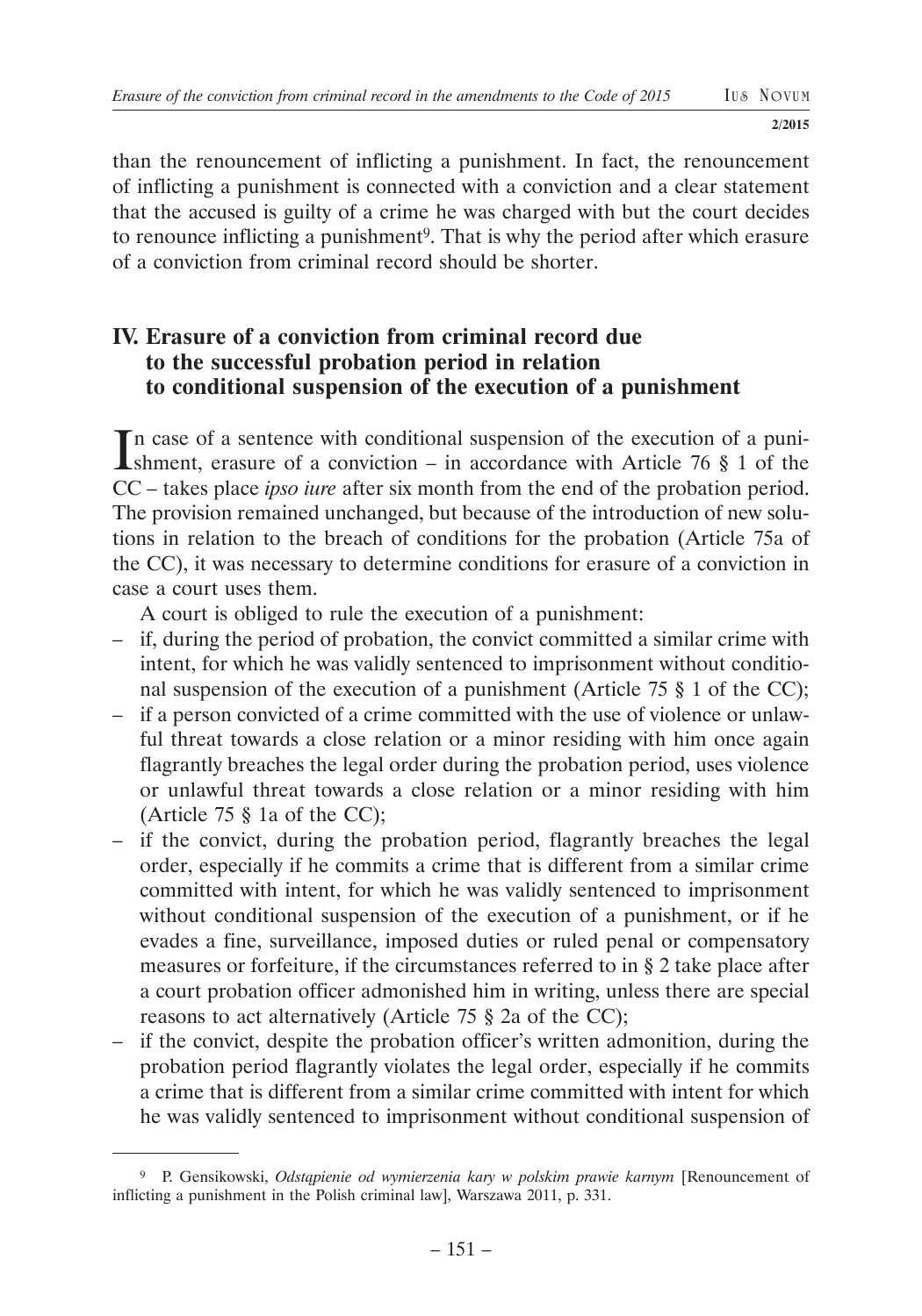than the renouncement of inflicting a punishment. In fact, the renouncement of inflicting a punishment is connected with a conviction and a clear statement that the accused is guilty of a crime he was charged with but the court decides to renounce inflicting a punishment[9]. That is why the period after which erasure of a conviction from criminal record should be shorter.

## IV. Erasure of a conviction from criminal record due to the successful probation period in relation to conditional suspension of the execution of a punishment

In case of a sentence with conditional suspension of the execution of a punishment, erasure of a conviction – in accordance with Article 76 § 1 of the CC – takes place *ipso iure* after six month from the end of the probation period. The provision remained unchanged, but because of the introduction of new solutions in relation to the breach of conditions for the probation (Article 75a of the CC), it was necessary to determine conditions for erasure of a conviction in case a court uses them.

A court is obliged to rule the execution of a punishment:

- if, during the period of probation, the convict committed a similar crime with intent, for which he was validly sentenced to imprisonment without conditional suspension of the execution of a punishment (Article 75 § 1 of the CC);
- if a person convicted of a crime committed with the use of violence or unlawful threat towards a close relation or a minor residing with him once again flagrantly breaches the legal order during the probation period, uses violence or unlawful threat towards a close relation or a minor residing with him (Article 75 § 1a of the CC);
- if the convict, during the probation period, flagrantly breaches the legal order, especially if he commits a crime that is different from a similar crime committed with intent, for which he was validly sentenced to imprisonment without conditional suspension of the execution of a punishment, or if he evades a fine, surveillance, imposed duties or ruled penal or compensatory measures or forfeiture, if the circumstances referred to in § 2 take place after a court probation officer admonished him in writing, unless there are special reasons to act alternatively (Article 75 § 2a of the CC);
- if the convict, despite the probation officer's written admonition, during the probation period flagrantly violates the legal order, especially if he commits a crime that is different from a similar crime committed with intent for which he was validly sentenced to imprisonment without conditional suspension of

---

[9] P. Gensikowski, *Odstąpienie od wymierzenia kary w polskim prawie karnym* [Renouncement of inflicting a punishment in the Polish criminal law], Warszawa 2011, p. 331.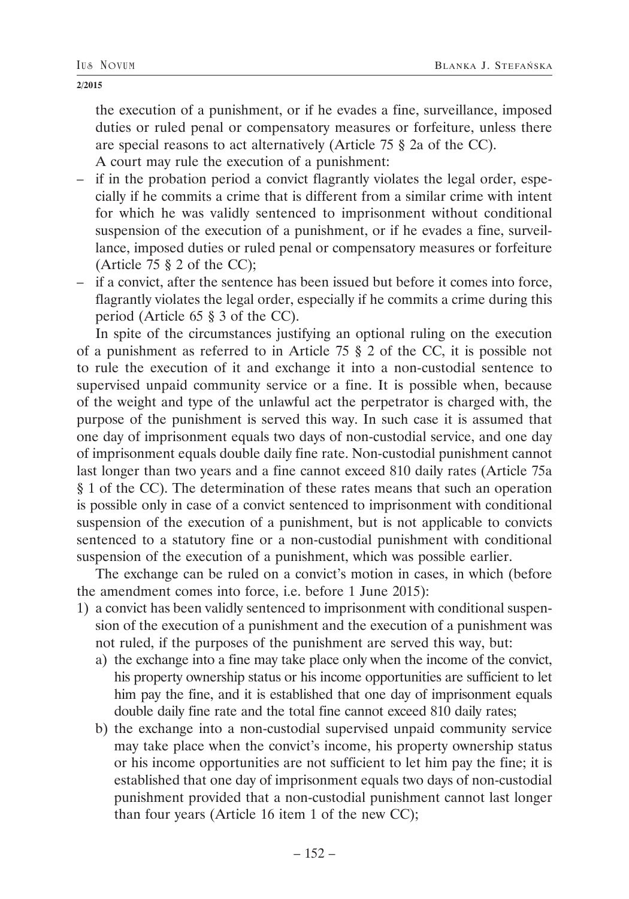the execution of a punishment, or if he evades a fine, surveillance, imposed duties or ruled penal or compensatory measures or forfeiture, unless there are special reasons to act alternatively (Article 75 § 2a of the CC).

A court may rule the execution of a punishment:

- if in the probation period a convict flagrantly violates the legal order, especially if he commits a crime that is different from a similar crime with intent for which he was validly sentenced to imprisonment without conditional suspension of the execution of a punishment, or if he evades a fine, surveillance, imposed duties or ruled penal or compensatory measures or forfeiture (Article 75 § 2 of the CC);
- if a convict, after the sentence has been issued but before it comes into force, flagrantly violates the legal order, especially if he commits a crime during this period (Article 65 § 3 of the CC).

In spite of the circumstances justifying an optional ruling on the execution of a punishment as referred to in Article 75 § 2 of the CC, it is possible not to rule the execution of it and exchange it into a non-custodial sentence to supervised unpaid community service or a fine. It is possible when, because of the weight and type of the unlawful act the perpetrator is charged with, the purpose of the punishment is served this way. In such case it is assumed that one day of imprisonment equals two days of non-custodial service, and one day of imprisonment equals double daily fine rate. Non-custodial punishment cannot last longer than two years and a fine cannot exceed 810 daily rates (Article 75a § 1 of the CC). The determination of these rates means that such an operation is possible only in case of a convict sentenced to imprisonment with conditional suspension of the execution of a punishment, but is not applicable to convicts sentenced to a statutory fine or a non-custodial punishment with conditional suspension of the execution of a punishment, which was possible earlier.

The exchange can be ruled on a convict's motion in cases, in which (before the amendment comes into force, i.e. before 1 June 2015):

1) a convict has been validly sentenced to imprisonment with conditional suspension of the execution of a punishment and the execution of a punishment was not ruled, if the purposes of the punishment are served this way, but:
   a) the exchange into a fine may take place only when the income of the convict, his property ownership status or his income opportunities are sufficient to let him pay the fine, and it is established that one day of imprisonment equals double daily fine rate and the total fine cannot exceed 810 daily rates;
   b) the exchange into a non-custodial supervised unpaid community service may take place when the convict's income, his property ownership status or his income opportunities are not sufficient to let him pay the fine; it is established that one day of imprisonment equals two days of non-custodial punishment provided that a non-custodial punishment cannot last longer than four years (Article 16 item 1 of the new CC);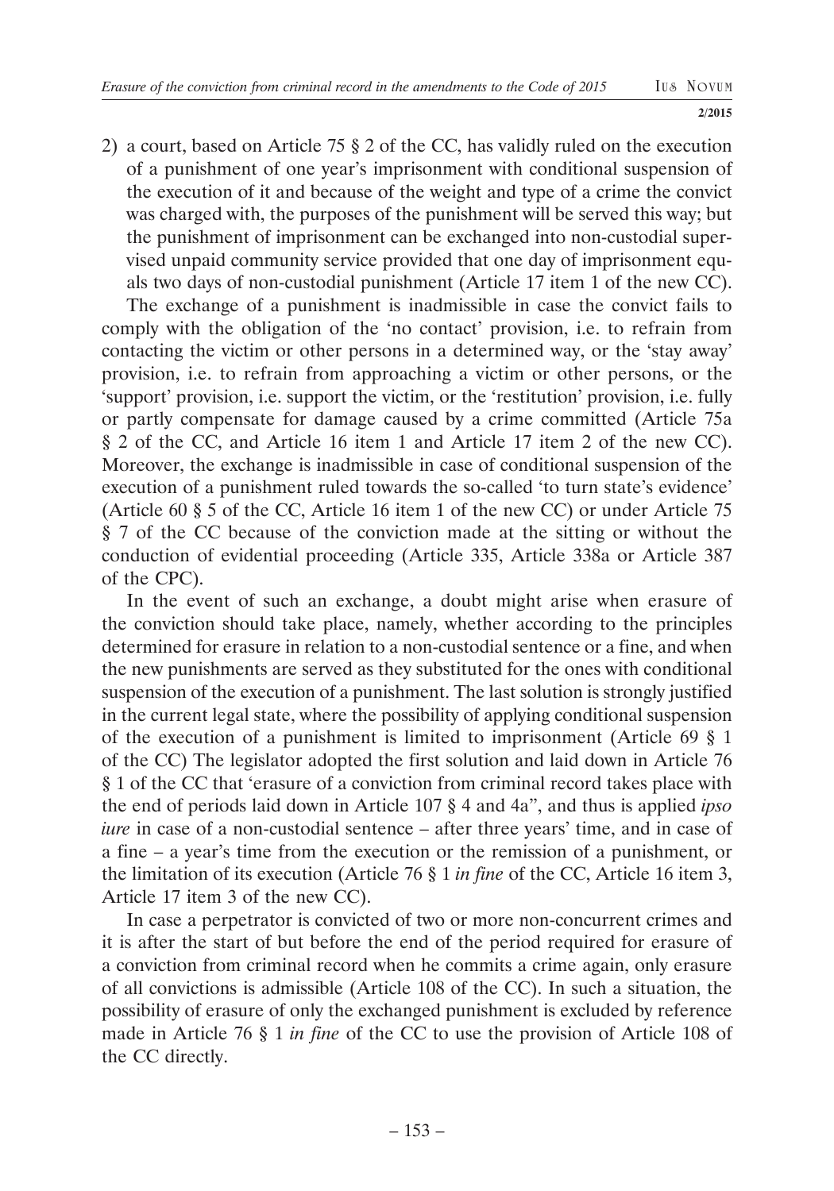2) a court, based on Article 75 § 2 of the CC, has validly ruled on the execution of a punishment of one year's imprisonment with conditional suspension of the execution of it and because of the weight and type of a crime the convict was charged with, the purposes of the punishment will be served this way; but the punishment of imprisonment can be exchanged into non-custodial supervised unpaid community service provided that one day of imprisonment equals two days of non-custodial punishment (Article 17 item 1 of the new CC).

The exchange of a punishment is inadmissible in case the convict fails to comply with the obligation of the 'no contact' provision, i.e. to refrain from contacting the victim or other persons in a determined way, or the 'stay away' provision, i.e. to refrain from approaching a victim or other persons, or the 'support' provision, i.e. support the victim, or the 'restitution' provision, i.e. fully or partly compensate for damage caused by a crime committed (Article 75a § 2 of the CC, and Article 16 item 1 and Article 17 item 2 of the new CC). Moreover, the exchange is inadmissible in case of conditional suspension of the execution of a punishment ruled towards the so-called 'to turn state's evidence' (Article 60 § 5 of the CC, Article 16 item 1 of the new CC) or under Article 75 § 7 of the CC because of the conviction made at the sitting or without the conduction of evidential proceeding (Article 335, Article 338a or Article 387 of the CPC).

In the event of such an exchange, a doubt might arise when erasure of the conviction should take place, namely, whether according to the principles determined for erasure in relation to a non-custodial sentence or a fine, and when the new punishments are served as they substituted for the ones with conditional suspension of the execution of a punishment. The last solution is strongly justified in the current legal state, where the possibility of applying conditional suspension of the execution of a punishment is limited to imprisonment (Article 69 § 1 of the CC) The legislator adopted the first solution and laid down in Article 76 § 1 of the CC that 'erasure of a conviction from criminal record takes place with the end of periods laid down in Article 107 § 4 and 4a", and thus is applied *ipso iure* in case of a non-custodial sentence – after three years' time, and in case of a fine – a year's time from the execution or the remission of a punishment, or the limitation of its execution (Article 76 § 1 *in fine* of the CC, Article 16 item 3, Article 17 item 3 of the new CC).

In case a perpetrator is convicted of two or more non-concurrent crimes and it is after the start of but before the end of the period required for erasure of a conviction from criminal record when he commits a crime again, only erasure of all convictions is admissible (Article 108 of the CC). In such a situation, the possibility of erasure of only the exchanged punishment is excluded by reference made in Article 76 § 1 *in fine* of the CC to use the provision of Article 108 of the CC directly.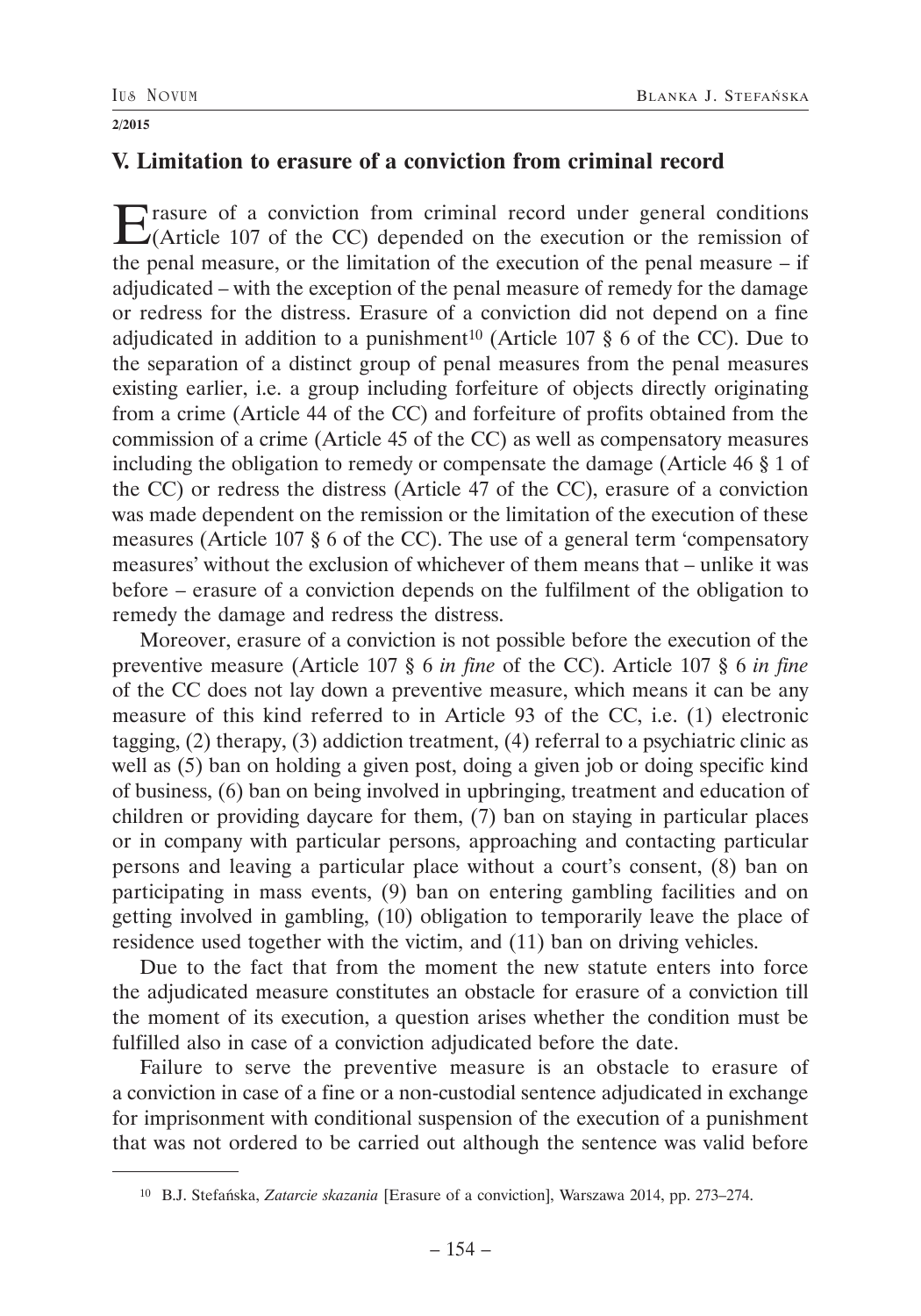## V. Limitation to erasure of a conviction from criminal record

Erasure of a conviction from criminal record under general conditions (Article 107 of the CC) depended on the execution or the remission of the penal measure, or the limitation of the execution of the penal measure – if adjudicated – with the exception of the penal measure of remedy for the damage or redress for the distress. Erasure of a conviction did not depend on a fine adjudicated in addition to a punishment[10] (Article 107 § 6 of the CC). Due to the separation of a distinct group of penal measures from the penal measures existing earlier, i.e. a group including forfeiture of objects directly originating from a crime (Article 44 of the CC) and forfeiture of profits obtained from the commission of a crime (Article 45 of the CC) as well as compensatory measures including the obligation to remedy or compensate the damage (Article 46 § 1 of the CC) or redress the distress (Article 47 of the CC), erasure of a conviction was made dependent on the remission or the limitation of the execution of these measures (Article 107 § 6 of the CC). The use of a general term 'compensatory measures' without the exclusion of whichever of them means that – unlike it was before – erasure of a conviction depends on the fulfilment of the obligation to remedy the damage and redress the distress.

Moreover, erasure of a conviction is not possible before the execution of the preventive measure (Article 107 § 6 *in fine* of the CC). Article 107 § 6 *in fine* of the CC does not lay down a preventive measure, which means it can be any measure of this kind referred to in Article 93 of the CC, i.e. (1) electronic tagging, (2) therapy, (3) addiction treatment, (4) referral to a psychiatric clinic as well as (5) ban on holding a given post, doing a given job or doing specific kind of business, (6) ban on being involved in upbringing, treatment and education of children or providing daycare for them, (7) ban on staying in particular places or in company with particular persons, approaching and contacting particular persons and leaving a particular place without a court's consent, (8) ban on participating in mass events, (9) ban on entering gambling facilities and on getting involved in gambling, (10) obligation to temporarily leave the place of residence used together with the victim, and (11) ban on driving vehicles.

Due to the fact that from the moment the new statute enters into force the adjudicated measure constitutes an obstacle for erasure of a conviction till the moment of its execution, a question arises whether the condition must be fulfilled also in case of a conviction adjudicated before the date.

Failure to serve the preventive measure is an obstacle to erasure of a conviction in case of a fine or a non-custodial sentence adjudicated in exchange for imprisonment with conditional suspension of the execution of a punishment that was not ordered to be carried out although the sentence was valid before

---

[10] B.J. Stefańska, *Zatarcie skazania* [Erasure of a conviction], Warszawa 2014, pp. 273–274.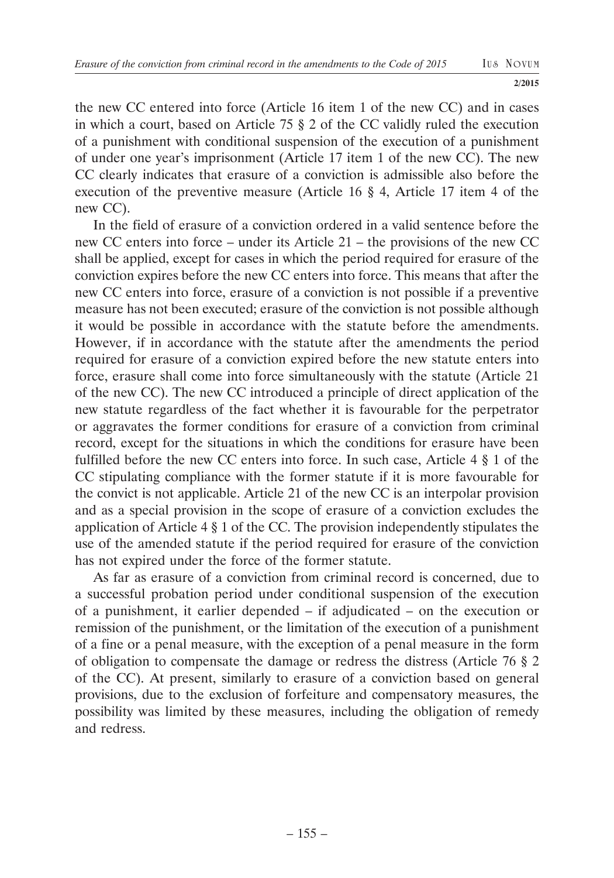the new CC entered into force (Article 16 item 1 of the new CC) and in cases in which a court, based on Article 75 § 2 of the CC validly ruled the execution of a punishment with conditional suspension of the execution of a punishment of under one year's imprisonment (Article 17 item 1 of the new CC). The new CC clearly indicates that erasure of a conviction is admissible also before the execution of the preventive measure (Article 16 § 4, Article 17 item 4 of the new CC).

In the field of erasure of a conviction ordered in a valid sentence before the new CC enters into force – under its Article 21 – the provisions of the new CC shall be applied, except for cases in which the period required for erasure of the conviction expires before the new CC enters into force. This means that after the new CC enters into force, erasure of a conviction is not possible if a preventive measure has not been executed; erasure of the conviction is not possible although it would be possible in accordance with the statute before the amendments. However, if in accordance with the statute after the amendments the period required for erasure of a conviction expired before the new statute enters into force, erasure shall come into force simultaneously with the statute (Article 21 of the new CC). The new CC introduced a principle of direct application of the new statute regardless of the fact whether it is favourable for the perpetrator or aggravates the former conditions for erasure of a conviction from criminal record, except for the situations in which the conditions for erasure have been fulfilled before the new CC enters into force. In such case, Article 4 § 1 of the CC stipulating compliance with the former statute if it is more favourable for the convict is not applicable. Article 21 of the new CC is an interpolar provision and as a special provision in the scope of erasure of a conviction excludes the application of Article 4 § 1 of the CC. The provision independently stipulates the use of the amended statute if the period required for erasure of the conviction has not expired under the force of the former statute.

As far as erasure of a conviction from criminal record is concerned, due to a successful probation period under conditional suspension of the execution of a punishment, it earlier depended – if adjudicated – on the execution or remission of the punishment, or the limitation of the execution of a punishment of a fine or a penal measure, with the exception of a penal measure in the form of obligation to compensate the damage or redress the distress (Article 76 § 2 of the CC). At present, similarly to erasure of a conviction based on general provisions, due to the exclusion of forfeiture and compensatory measures, the possibility was limited by these measures, including the obligation of remedy and redress.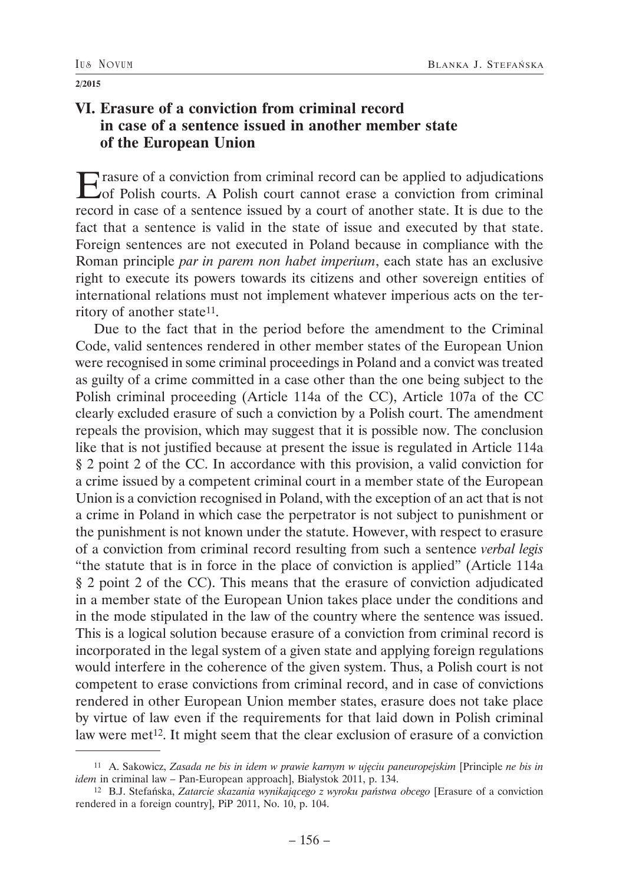## VI. Erasure of a conviction from criminal record in case of a sentence issued in another member state of the European Union

Erasure of a conviction from criminal record can be applied to adjudications of Polish courts. A Polish court cannot erase a conviction from criminal record in case of a sentence issued by a court of another state. It is due to the fact that a sentence is valid in the state of issue and executed by that state. Foreign sentences are not executed in Poland because in compliance with the Roman principle *par in parem non habet imperium*, each state has an exclusive right to execute its powers towards its citizens and other sovereign entities of international relations must not implement whatever imperious acts on the territory of another state[11].

Due to the fact that in the period before the amendment to the Criminal Code, valid sentences rendered in other member states of the European Union were recognised in some criminal proceedings in Poland and a convict was treated as guilty of a crime committed in a case other than the one being subject to the Polish criminal proceeding (Article 114a of the CC), Article 107a of the CC clearly excluded erasure of such a conviction by a Polish court. The amendment repeals the provision, which may suggest that it is possible now. The conclusion like that is not justified because at present the issue is regulated in Article 114a § 2 point 2 of the CC. In accordance with this provision, a valid conviction for a crime issued by a competent criminal court in a member state of the European Union is a conviction recognised in Poland, with the exception of an act that is not a crime in Poland in which case the perpetrator is not subject to punishment or the punishment is not known under the statute. However, with respect to erasure of a conviction from criminal record resulting from such a sentence *verbal legis* "the statute that is in force in the place of conviction is applied" (Article 114a § 2 point 2 of the CC). This means that the erasure of conviction adjudicated in a member state of the European Union takes place under the conditions and in the mode stipulated in the law of the country where the sentence was issued. This is a logical solution because erasure of a conviction from criminal record is incorporated in the legal system of a given state and applying foreign regulations would interfere in the coherence of the given system. Thus, a Polish court is not competent to erase convictions from criminal record, and in case of convictions rendered in other European Union member states, erasure does not take place by virtue of law even if the requirements for that laid down in Polish criminal law were met[12]. It might seem that the clear exclusion of erasure of a conviction

---

[11] A. Sakowicz, *Zasada ne bis in idem w prawie karnym w ujęciu paneuropejskim* [Principle *ne bis in idem* in criminal law – Pan-European approach], Białystok 2011, p. 134.

[12] B.J. Stefańska, *Zatarcie skazania wynikającego z wyroku państwa obcego* [Erasure of a conviction rendered in a foreign country], PiP 2011, No. 10, p. 104.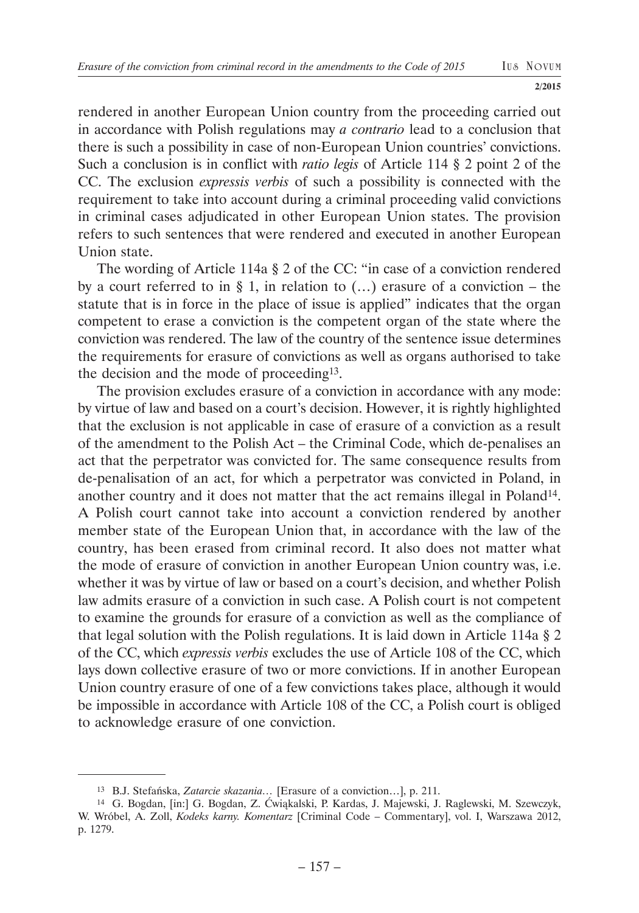rendered in another European Union country from the proceeding carried out in accordance with Polish regulations may *a contrario* lead to a conclusion that there is such a possibility in case of non-European Union countries' convictions. Such a conclusion is in conflict with *ratio legis* of Article 114 § 2 point 2 of the CC. The exclusion *expressis verbis* of such a possibility is connected with the requirement to take into account during a criminal proceeding valid convictions in criminal cases adjudicated in other European Union states. The provision refers to such sentences that were rendered and executed in another European Union state.

The wording of Article 114a § 2 of the CC: "in case of a conviction rendered by a court referred to in § 1, in relation to (…) erasure of a conviction – the statute that is in force in the place of issue is applied" indicates that the organ competent to erase a conviction is the competent organ of the state where the conviction was rendered. The law of the country of the sentence issue determines the requirements for erasure of convictions as well as organs authorised to take the decision and the mode of proceeding[13].

The provision excludes erasure of a conviction in accordance with any mode: by virtue of law and based on a court's decision. However, it is rightly highlighted that the exclusion is not applicable in case of erasure of a conviction as a result of the amendment to the Polish Act – the Criminal Code, which de-penalises an act that the perpetrator was convicted for. The same consequence results from de-penalisation of an act, for which a perpetrator was convicted in Poland, in another country and it does not matter that the act remains illegal in Poland[14]. A Polish court cannot take into account a conviction rendered by another member state of the European Union that, in accordance with the law of the country, has been erased from criminal record. It also does not matter what the mode of erasure of conviction in another European Union country was, i.e. whether it was by virtue of law or based on a court's decision, and whether Polish law admits erasure of a conviction in such case. A Polish court is not competent to examine the grounds for erasure of a conviction as well as the compliance of that legal solution with the Polish regulations. It is laid down in Article 114a § 2 of the CC, which *expressis verbis* excludes the use of Article 108 of the CC, which lays down collective erasure of two or more convictions. If in another European Union country erasure of one of a few convictions takes place, although it would be impossible in accordance with Article 108 of the CC, a Polish court is obliged to acknowledge erasure of one conviction.

---

[13] B.J. Stefańska, *Zatarcie skazania…* [Erasure of a conviction…], p. 211.

[14] G. Bogdan, [in:] G. Bogdan, Z. Ćwiąkalski, P. Kardas, J. Majewski, J. Raglewski, M. Szewczyk, W. Wróbel, A. Zoll, *Kodeks karny. Komentarz* [Criminal Code – Commentary], vol. I, Warszawa 2012, p. 1279.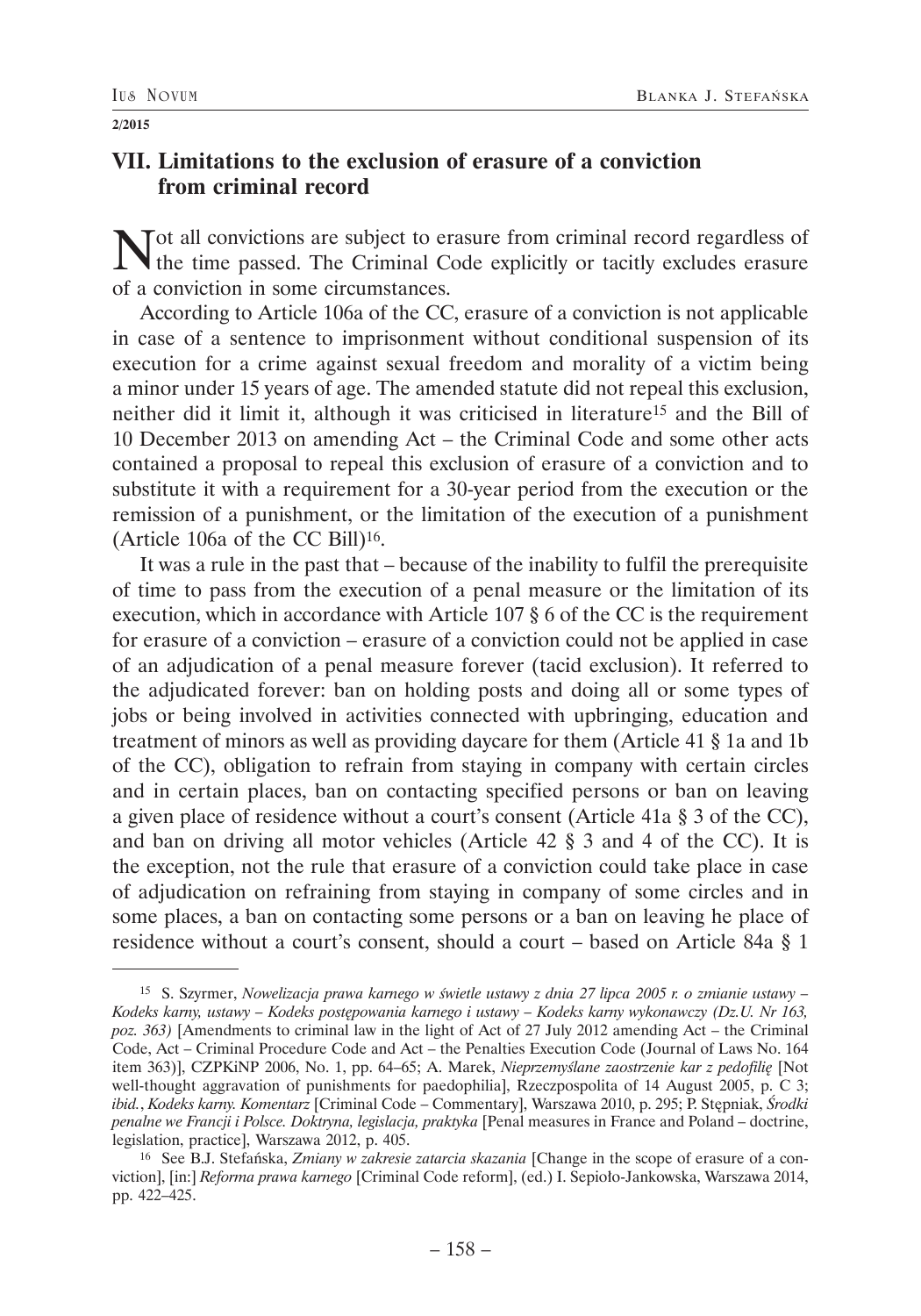## VII. Limitations to the exclusion of erasure of a conviction from criminal record

Not all convictions are subject to erasure from criminal record regardless of the time passed. The Criminal Code explicitly or tacitly excludes erasure of a conviction in some circumstances.

According to Article 106a of the CC, erasure of a conviction is not applicable in case of a sentence to imprisonment without conditional suspension of its execution for a crime against sexual freedom and morality of a victim being a minor under 15 years of age. The amended statute did not repeal this exclusion, neither did it limit it, although it was criticised in literature[15] and the Bill of 10 December 2013 on amending Act – the Criminal Code and some other acts contained a proposal to repeal this exclusion of erasure of a conviction and to substitute it with a requirement for a 30-year period from the execution or the remission of a punishment, or the limitation of the execution of a punishment (Article 106a of the CC Bill)[16].

It was a rule in the past that – because of the inability to fulfil the prerequisite of time to pass from the execution of a penal measure or the limitation of its execution, which in accordance with Article 107 § 6 of the CC is the requirement for erasure of a conviction – erasure of a conviction could not be applied in case of an adjudication of a penal measure forever (tacid exclusion). It referred to the adjudicated forever: ban on holding posts and doing all or some types of jobs or being involved in activities connected with upbringing, education and treatment of minors as well as providing daycare for them (Article 41 § 1a and 1b of the CC), obligation to refrain from staying in company with certain circles and in certain places, ban on contacting specified persons or ban on leaving a given place of residence without a court's consent (Article 41a § 3 of the CC), and ban on driving all motor vehicles (Article 42 § 3 and 4 of the CC). It is the exception, not the rule that erasure of a conviction could take place in case of adjudication on refraining from staying in company of some circles and in some places, a ban on contacting some persons or a ban on leaving he place of residence without a court's consent, should a court – based on Article 84a § 1

---

[15] S. Szyrmer, *Nowelizacja prawa karnego w świetle ustawy z dnia 27 lipca 2005 r. o zmianie ustawy – Kodeks karny, ustawy – Kodeks postępowania karnego i ustawy – Kodeks karny wykonawczy (Dz.U. Nr 163, poz. 363)* [Amendments to criminal law in the light of Act of 27 July 2012 amending Act – the Criminal Code, Act – Criminal Procedure Code and Act – the Penalties Execution Code (Journal of Laws No. 164 item 363)], CZPKiNP 2006, No. 1, pp. 64–65; A. Marek, *Nieprzemyślane zaostrzenie kar z pedofilię* [Not well-thought aggravation of punishments for paedophilia], Rzeczpospolita of 14 August 2005, p. C 3; *ibid.*, *Kodeks karny. Komentarz* [Criminal Code – Commentary], Warszawa 2010, p. 295; P. Stępniak, *Środki penalne we Francji i Polsce. Doktryna, legislacja, praktyka* [Penal measures in France and Poland – doctrine, legislation, practice], Warszawa 2012, p. 405.

[16] See B.J. Stefańska, *Zmiany w zakresie zatarcia skazania* [Change in the scope of erasure of a conviction], [in:] *Reforma prawa karnego* [Criminal Code reform], (ed.) I. Sepioło-Jankowska, Warszawa 2014, pp. 422–425.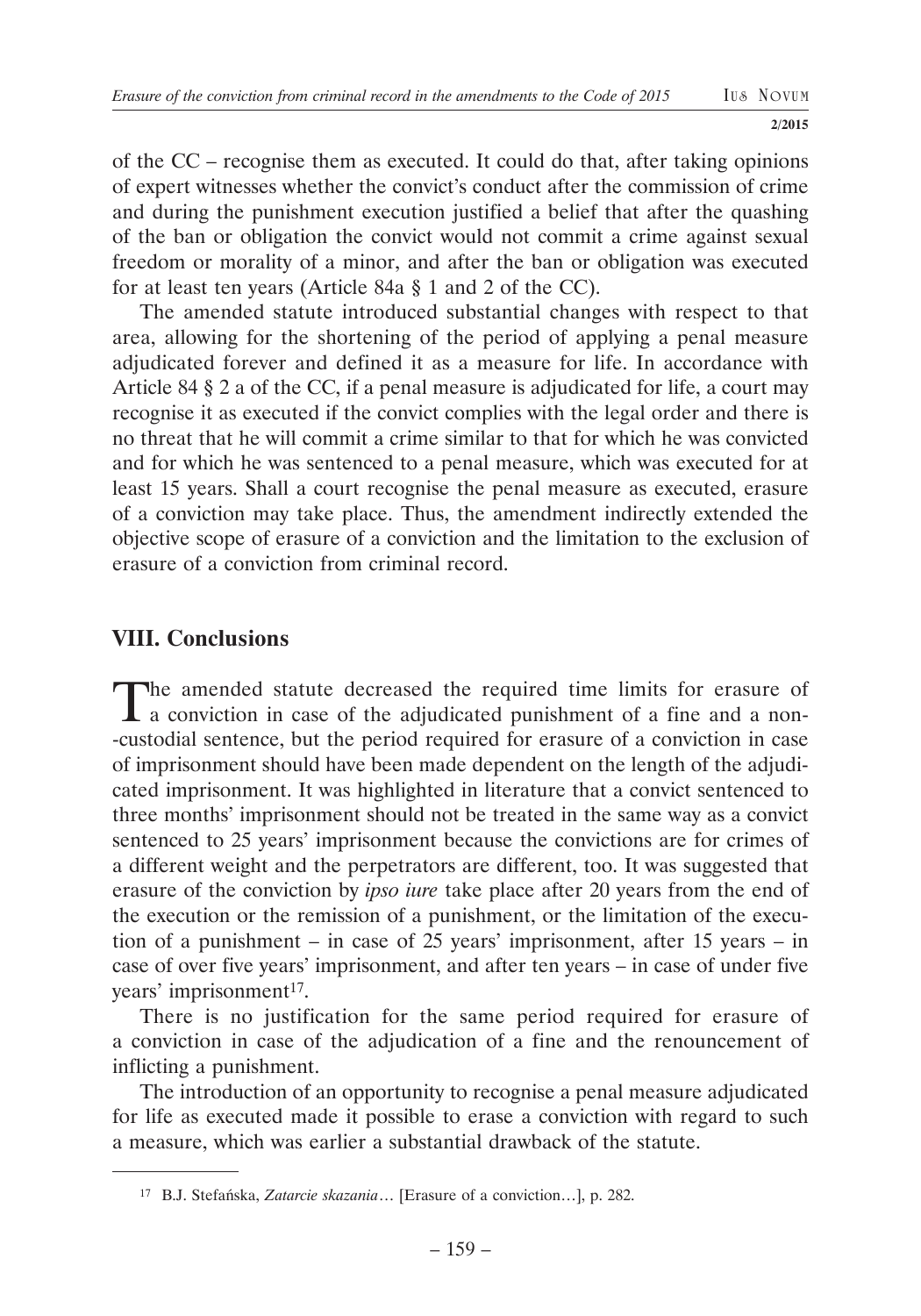of the CC – recognise them as executed. It could do that, after taking opinions of expert witnesses whether the convict's conduct after the commission of crime and during the punishment execution justified a belief that after the quashing of the ban or obligation the convict would not commit a crime against sexual freedom or morality of a minor, and after the ban or obligation was executed for at least ten years (Article 84a § 1 and 2 of the CC).

The amended statute introduced substantial changes with respect to that area, allowing for the shortening of the period of applying a penal measure adjudicated forever and defined it as a measure for life. In accordance with Article 84 § 2 a of the CC, if a penal measure is adjudicated for life, a court may recognise it as executed if the convict complies with the legal order and there is no threat that he will commit a crime similar to that for which he was convicted and for which he was sentenced to a penal measure, which was executed for at least 15 years. Shall a court recognise the penal measure as executed, erasure of a conviction may take place. Thus, the amendment indirectly extended the objective scope of erasure of a conviction and the limitation to the exclusion of erasure of a conviction from criminal record.

## VIII. Conclusions

The amended statute decreased the required time limits for erasure of a conviction in case of the adjudicated punishment of a fine and a non-custodial sentence, but the period required for erasure of a conviction in case of imprisonment should have been made dependent on the length of the adjudicated imprisonment. It was highlighted in literature that a convict sentenced to three months' imprisonment should not be treated in the same way as a convict sentenced to 25 years' imprisonment because the convictions are for crimes of a different weight and the perpetrators are different, too. It was suggested that erasure of the conviction by *ipso iure* take place after 20 years from the end of the execution or the remission of a punishment, or the limitation of the execution of a punishment – in case of 25 years' imprisonment, after 15 years – in case of over five years' imprisonment, and after ten years – in case of under five years' imprisonment[17].

There is no justification for the same period required for erasure of a conviction in case of the adjudication of a fine and the renouncement of inflicting a punishment.

The introduction of an opportunity to recognise a penal measure adjudicated for life as executed made it possible to erase a conviction with regard to such a measure, which was earlier a substantial drawback of the statute.

---

[17] B.J. Stefańska, *Zatarcie skazania*… [Erasure of a conviction…], p. 282.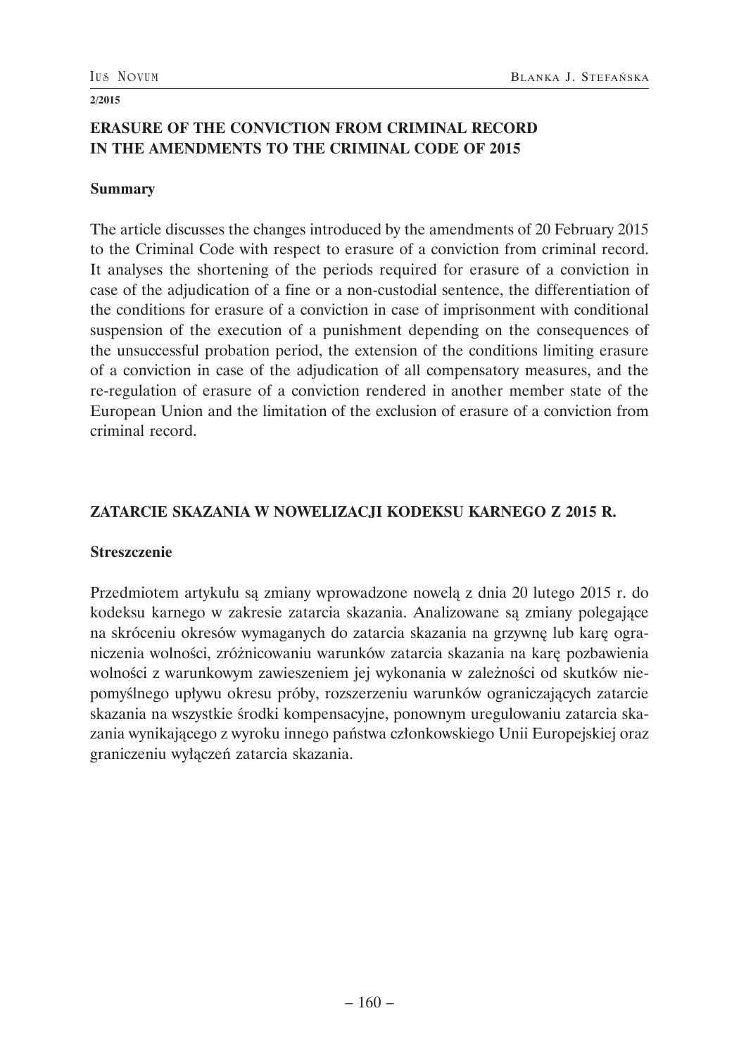## ERASURE OF THE CONVICTION FROM CRIMINAL RECORD IN THE AMENDMENTS TO THE CRIMINAL CODE OF 2015

### Summary

The article discusses the changes introduced by the amendments of 20 February 2015 to the Criminal Code with respect to erasure of a conviction from criminal record. It analyses the shortening of the periods required for erasure of a conviction in case of the adjudication of a fine or a non-custodial sentence, the differentiation of the conditions for erasure of a conviction in case of imprisonment with conditional suspension of the execution of a punishment depending on the consequences of the unsuccessful probation period, the extension of the conditions limiting erasure of a conviction in case of the adjudication of all compensatory measures, and the re-regulation of erasure of a conviction rendered in another member state of the European Union and the limitation of the exclusion of erasure of a conviction from criminal record.

## ZATARCIE SKAZANIA W NOWELIZACJI KODEKSU KARNEGO Z 2015 R.

### Streszczenie

Przedmiotem artykułu są zmiany wprowadzone nowelą z dnia 20 lutego 2015 r. do kodeksu karnego w zakresie zatarcia skazania. Analizowane są zmiany polegające na skróceniu okresów wymaganych do zatarcia skazania na grzywnę lub karę ograniczenia wolności, zróżnicowaniu warunków zatarcia skazania na karę pozbawienia wolności z warunkowym zawieszeniem jej wykonania w zależności od skutków niepomyślnego upływu okresu próby, rozszerzeniu warunków ograniczających zatarcie skazania na wszystkie środki kompensacyjne, ponownym uregulowaniu zatarcia skazania wynikającego z wyroku innego państwa członkowskiego Unii Europejskiej oraz graniczeniu wyłączeń zatarcia skazania.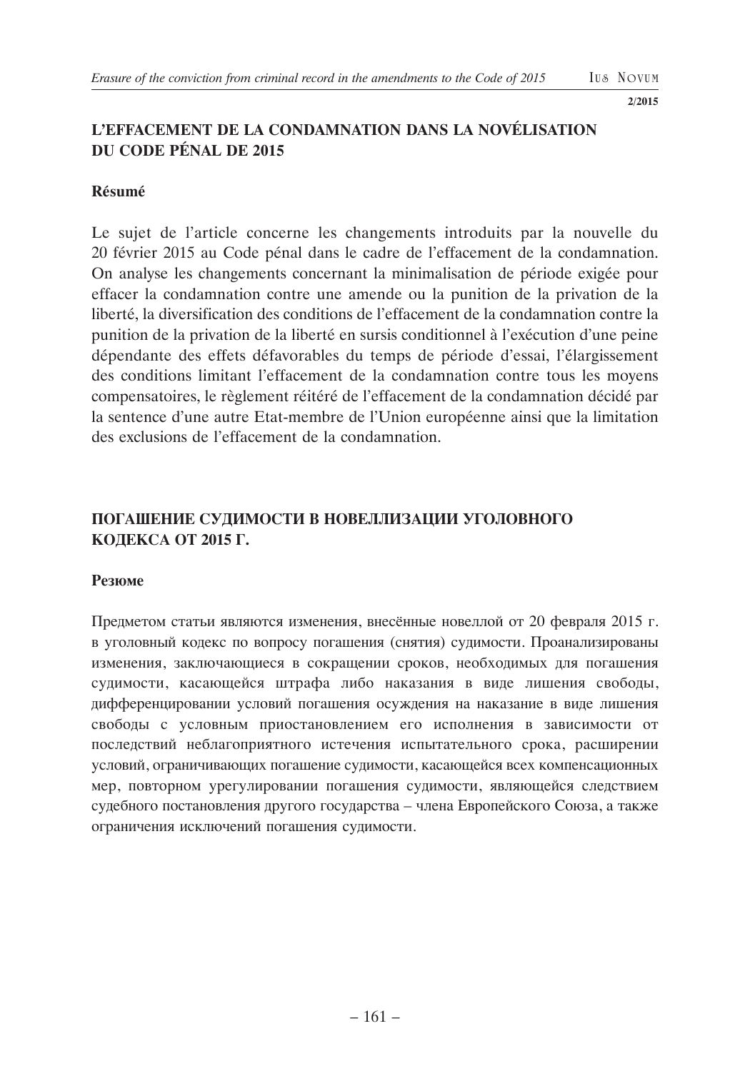## L'EFFACEMENT DE LA CONDAMNATION DANS LA NOVÉLISATION DU CODE PÉNAL DE 2015

### Résumé

Le sujet de l'article concerne les changements introduits par la nouvelle du 20 février 2015 au Code pénal dans le cadre de l'effacement de la condamnation. On analyse les changements concernant la minimalisation de période exigée pour effacer la condamnation contre une amende ou la punition de la privation de la liberté, la diversification des conditions de l'effacement de la condamnation contre la punition de la privation de la liberté en sursis conditionnel à l'exécution d'une peine dépendante des effets défavorables du temps de période d'essai, l'élargissement des conditions limitant l'effacement de la condamnation contre tous les moyens compensatoires, le règlement réitéré de l'effacement de la condamnation décidé par la sentence d'une autre Etat-membre de l'Union européenne ainsi que la limitation des exclusions de l'effacement de la condamnation.

## ПОГАШЕНИЕ СУДИМОСТИ В НОВЕЛЛИЗАЦИИ УГОЛОВНОГО КОДЕКСА ОТ 2015 Г.

### Резюме

Предметом статьи являются изменения, внесённые новеллой от 20 февраля 2015 г. в уголовный кодекс по вопросу погашения (снятия) судимости. Проанализированы изменения, заключающиеся в сокращении сроков, необходимых для погашения судимости, касающейся штрафа либо наказания в виде лишения свободы, дифференцировании условий погашения осуждения на наказание в виде лишения свободы с условным приостановлением его исполнения в зависимости от последствий неблагоприятного истечения испытательного срока, расширении условий, ограничивающих погашение судимости, касающейся всех компенсационных мер, повторном урегулировании погашения судимости, являющейся следствием судебного постановления другого государства – члена Европейского Союза, а также ограничения исключений погашения судимости.